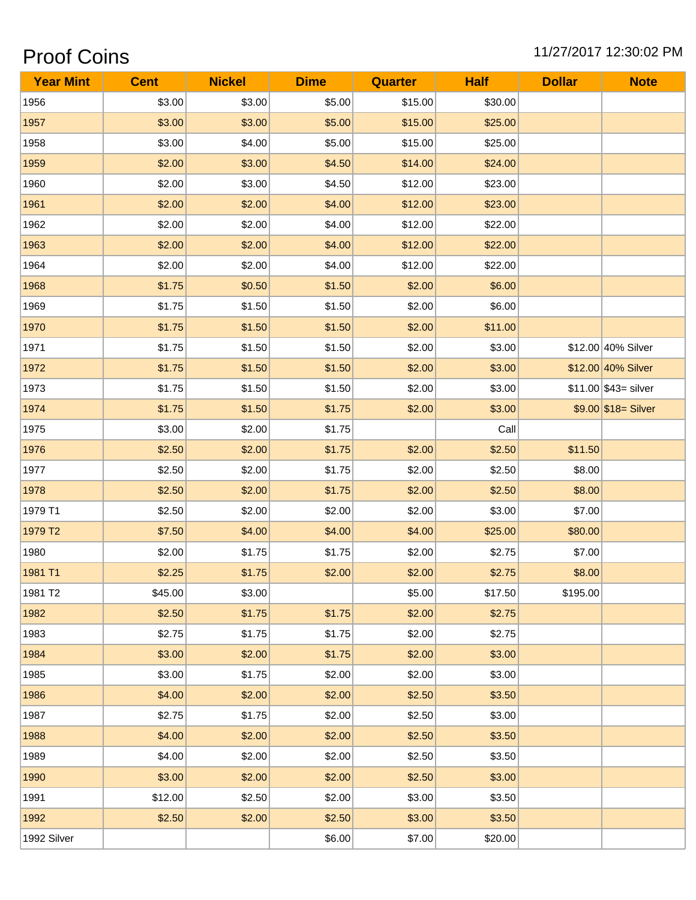# Proof Coins

11/27/2017 12:30:02 PM

| Year Mint | Cent | Nickel | Dime | Quarter | Half | Dollar | Note |
|---|---|---|---|---|---|---|---|
| 1956 | $3.00 | $3.00 | $5.00 | $15.00 | $30.00 | | |
| 1957 | $3.00 | $3.00 | $5.00 | $15.00 | $25.00 | | |
| 1958 | $3.00 | $4.00 | $5.00 | $15.00 | $25.00 | | |
| 1959 | $2.00 | $3.00 | $4.50 | $14.00 | $24.00 | | |
| 1960 | $2.00 | $3.00 | $4.50 | $12.00 | $23.00 | | |
| 1961 | $2.00 | $2.00 | $4.00 | $12.00 | $23.00 | | |
| 1962 | $2.00 | $2.00 | $4.00 | $12.00 | $22.00 | | |
| 1963 | $2.00 | $2.00 | $4.00 | $12.00 | $22.00 | | |
| 1964 | $2.00 | $2.00 | $4.00 | $12.00 | $22.00 | | |
| 1968 | $1.75 | $0.50 | $1.50 | $2.00 | $6.00 | | |
| 1969 | $1.75 | $1.50 | $1.50 | $2.00 | $6.00 | | |
| 1970 | $1.75 | $1.50 | $1.50 | $2.00 | $11.00 | | |
| 1971 | $1.75 | $1.50 | $1.50 | $2.00 | $3.00 | $12.00 | 40% Silver |
| 1972 | $1.75 | $1.50 | $1.50 | $2.00 | $3.00 | $12.00 | 40% Silver |
| 1973 | $1.75 | $1.50 | $1.50 | $2.00 | $3.00 | $11.00 | $43= silver |
| 1974 | $1.75 | $1.50 | $1.75 | $2.00 | $3.00 | $9.00 | $18= Silver |
| 1975 | $3.00 | $2.00 | $1.75 | | Call | | |
| 1976 | $2.50 | $2.00 | $1.75 | $2.00 | $2.50 | $11.50 | |
| 1977 | $2.50 | $2.00 | $1.75 | $2.00 | $2.50 | $8.00 | |
| 1978 | $2.50 | $2.00 | $1.75 | $2.00 | $2.50 | $8.00 | |
| 1979 T1 | $2.50 | $2.00 | $2.00 | $2.00 | $3.00 | $7.00 | |
| 1979 T2 | $7.50 | $4.00 | $4.00 | $4.00 | $25.00 | $80.00 | |
| 1980 | $2.00 | $1.75 | $1.75 | $2.00 | $2.75 | $7.00 | |
| 1981 T1 | $2.25 | $1.75 | $2.00 | $2.00 | $2.75 | $8.00 | |
| 1981 T2 | $45.00 | $3.00 | | $5.00 | $17.50 | $195.00 | |
| 1982 | $2.50 | $1.75 | $1.75 | $2.00 | $2.75 | | |
| 1983 | $2.75 | $1.75 | $1.75 | $2.00 | $2.75 | | |
| 1984 | $3.00 | $2.00 | $1.75 | $2.00 | $3.00 | | |
| 1985 | $3.00 | $1.75 | $2.00 | $2.00 | $3.00 | | |
| 1986 | $4.00 | $2.00 | $2.00 | $2.50 | $3.50 | | |
| 1987 | $2.75 | $1.75 | $2.00 | $2.50 | $3.00 | | |
| 1988 | $4.00 | $2.00 | $2.00 | $2.50 | $3.50 | | |
| 1989 | $4.00 | $2.00 | $2.00 | $2.50 | $3.50 | | |
| 1990 | $3.00 | $2.00 | $2.00 | $2.50 | $3.00 | | |
| 1991 | $12.00 | $2.50 | $2.00 | $3.00 | $3.50 | | |
| 1992 | $2.50 | $2.00 | $2.50 | $3.00 | $3.50 | | |
| 1992 Silver | | | $6.00 | $7.00 | $20.00 | | |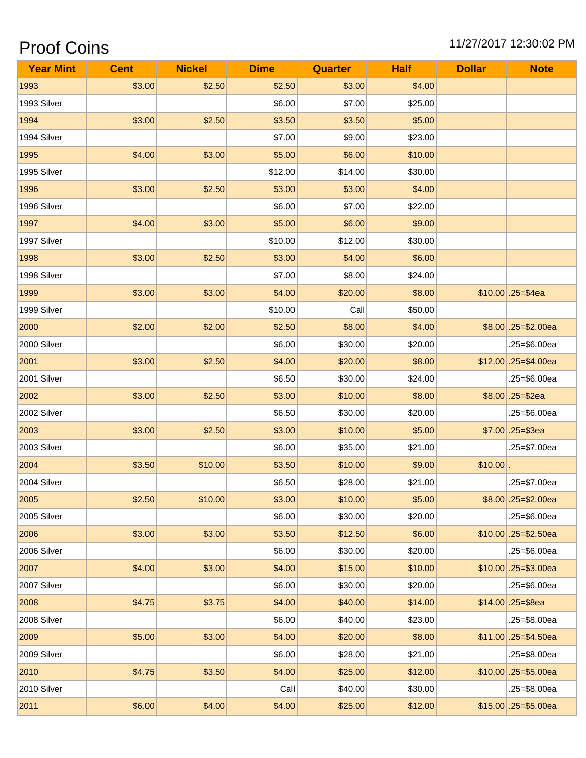# Proof Coins

11/27/2017 12:30:02 PM

| Year Mint | Cent | Nickel | Dime | Quarter | Half | Dollar | Note |
|---|---|---|---|---|---|---|---|
| 1993 | $3.00 | $2.50 | $2.50 | $3.00 | $4.00 | | |
| 1993 Silver | | | $6.00 | $7.00 | $25.00 | | |
| 1994 | $3.00 | $2.50 | $3.50 | $3.50 | $5.00 | | |
| 1994 Silver | | | $7.00 | $9.00 | $23.00 | | |
| 1995 | $4.00 | $3.00 | $5.00 | $6.00 | $10.00 | | |
| 1995 Silver | | | $12.00 | $14.00 | $30.00 | | |
| 1996 | $3.00 | $2.50 | $3.00 | $3.00 | $4.00 | | |
| 1996 Silver | | | $6.00 | $7.00 | $22.00 | | |
| 1997 | $4.00 | $3.00 | $5.00 | $6.00 | $9.00 | | |
| 1997 Silver | | | $10.00 | $12.00 | $30.00 | | |
| 1998 | $3.00 | $2.50 | $3.00 | $4.00 | $6.00 | | |
| 1998 Silver | | | $7.00 | $8.00 | $24.00 | | |
| 1999 | $3.00 | $3.00 | $4.00 | $20.00 | $8.00 | $10.00 | .25=$4ea |
| 1999 Silver | | | $10.00 | Call | $50.00 | | |
| 2000 | $2.00 | $2.00 | $2.50 | $8.00 | $4.00 | $8.00 | .25=$2.00ea |
| 2000 Silver | | | $6.00 | $30.00 | $20.00 | | .25=$6.00ea |
| 2001 | $3.00 | $2.50 | $4.00 | $20.00 | $8.00 | $12.00 | .25=$4.00ea |
| 2001 Silver | | | $6.50 | $30.00 | $24.00 | | .25=$6.00ea |
| 2002 | $3.00 | $2.50 | $3.00 | $10.00 | $8.00 | $8.00 | .25=$2ea |
| 2002 Silver | | | $6.50 | $30.00 | $20.00 | | .25=$6.00ea |
| 2003 | $3.00 | $2.50 | $3.00 | $10.00 | $5.00 | $7.00 | .25=$3ea |
| 2003 Silver | | | $6.00 | $35.00 | $21.00 | | .25=$7.00ea |
| 2004 | $3.50 | $10.00 | $3.50 | $10.00 | $9.00 | $10.00 | . |
| 2004 Silver | | | $6.50 | $28.00 | $21.00 | | .25=$7.00ea |
| 2005 | $2.50 | $10.00 | $3.00 | $10.00 | $5.00 | $8.00 | .25=$2.00ea |
| 2005 Silver | | | $6.00 | $30.00 | $20.00 | | .25=$6.00ea |
| 2006 | $3.00 | $3.00 | $3.50 | $12.50 | $6.00 | $10.00 | .25=$2.50ea |
| 2006 Silver | | | $6.00 | $30.00 | $20.00 | | .25=$6.00ea |
| 2007 | $4.00 | $3.00 | $4.00 | $15.00 | $10.00 | $10.00 | .25=$3.00ea |
| 2007 Silver | | | $6.00 | $30.00 | $20.00 | | .25=$6.00ea |
| 2008 | $4.75 | $3.75 | $4.00 | $40.00 | $14.00 | $14.00 | .25=$8ea |
| 2008 Silver | | | $6.00 | $40.00 | $23.00 | | .25=$8.00ea |
| 2009 | $5.00 | $3.00 | $4.00 | $20.00 | $8.00 | $11.00 | .25=$4.50ea |
| 2009 Silver | | | $6.00 | $28.00 | $21.00 | | .25=$8.00ea |
| 2010 | $4.75 | $3.50 | $4.00 | $25.00 | $12.00 | $10.00 | .25=$5.00ea |
| 2010 Silver | | | Call | $40.00 | $30.00 | | .25=$8.00ea |
| 2011 | $6.00 | $4.00 | $4.00 | $25.00 | $12.00 | $15.00 | .25=$5.00ea |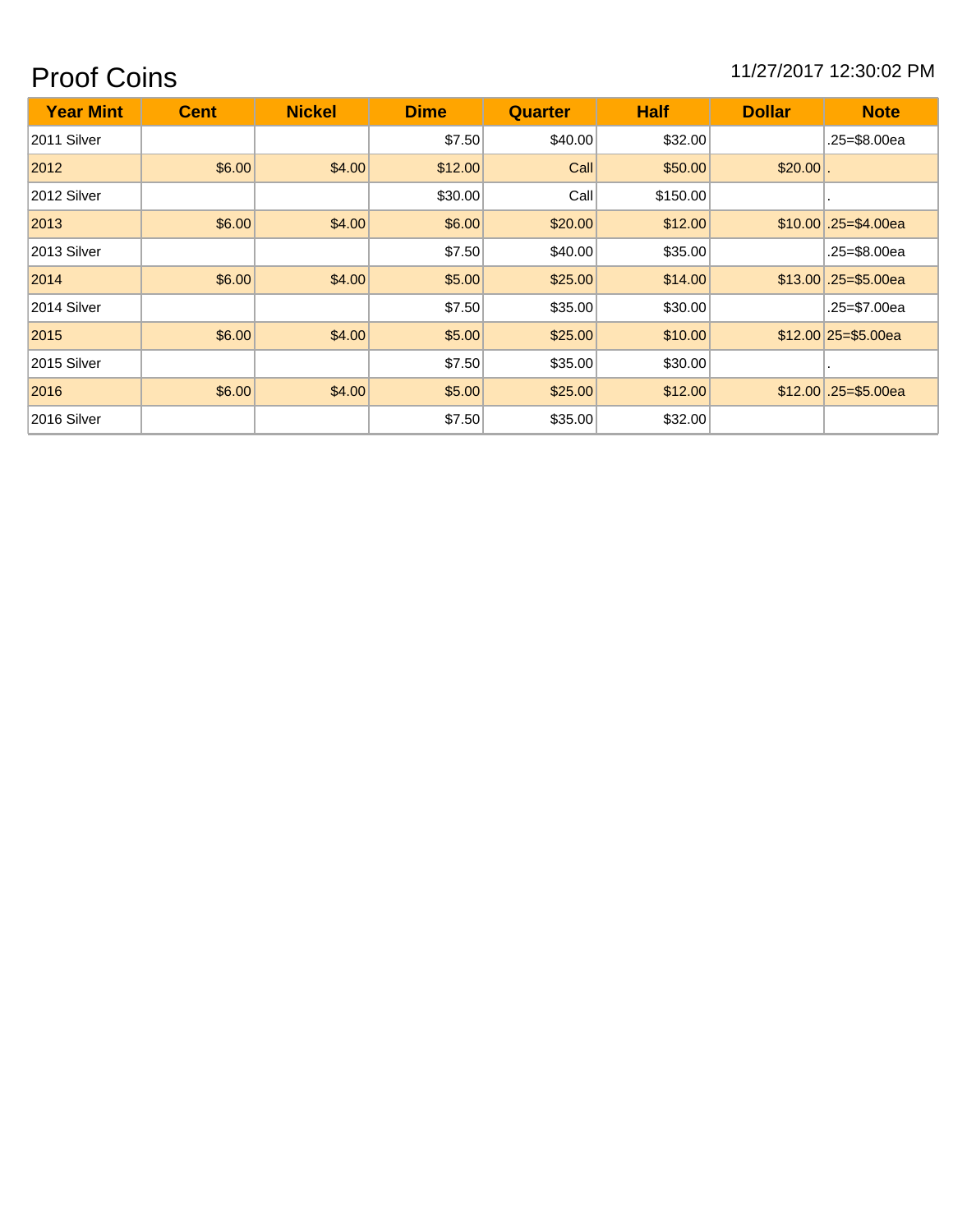# Proof Coins

11/27/2017 12:30:02 PM

| Year Mint | Cent | Nickel | Dime | Quarter | Half | Dollar | Note |
|---|---|---|---|---|---|---|---|
| 2011 Silver | | | $7.50 | $40.00 | $32.00 | | .25=$8.00ea |
| 2012 | $6.00 | $4.00 | $12.00 | Call | $50.00 | $20.00 | . |
| 2012 Silver | | | $30.00 | Call | $150.00 | | . |
| 2013 | $6.00 | $4.00 | $6.00 | $20.00 | $12.00 | $10.00 | .25=$4.00ea |
| 2013 Silver | | | $7.50 | $40.00 | $35.00 | | .25=$8.00ea |
| 2014 | $6.00 | $4.00 | $5.00 | $25.00 | $14.00 | $13.00 | .25=$5.00ea |
| 2014 Silver | | | $7.50 | $35.00 | $30.00 | | .25=$7.00ea |
| 2015 | $6.00 | $4.00 | $5.00 | $25.00 | $10.00 | $12.00 | 25=$5.00ea |
| 2015 Silver | | | $7.50 | $35.00 | $30.00 | | . |
| 2016 | $6.00 | $4.00 | $5.00 | $25.00 | $12.00 | $12.00 | .25=$5.00ea |
| 2016 Silver | | | $7.50 | $35.00 | $32.00 | | |